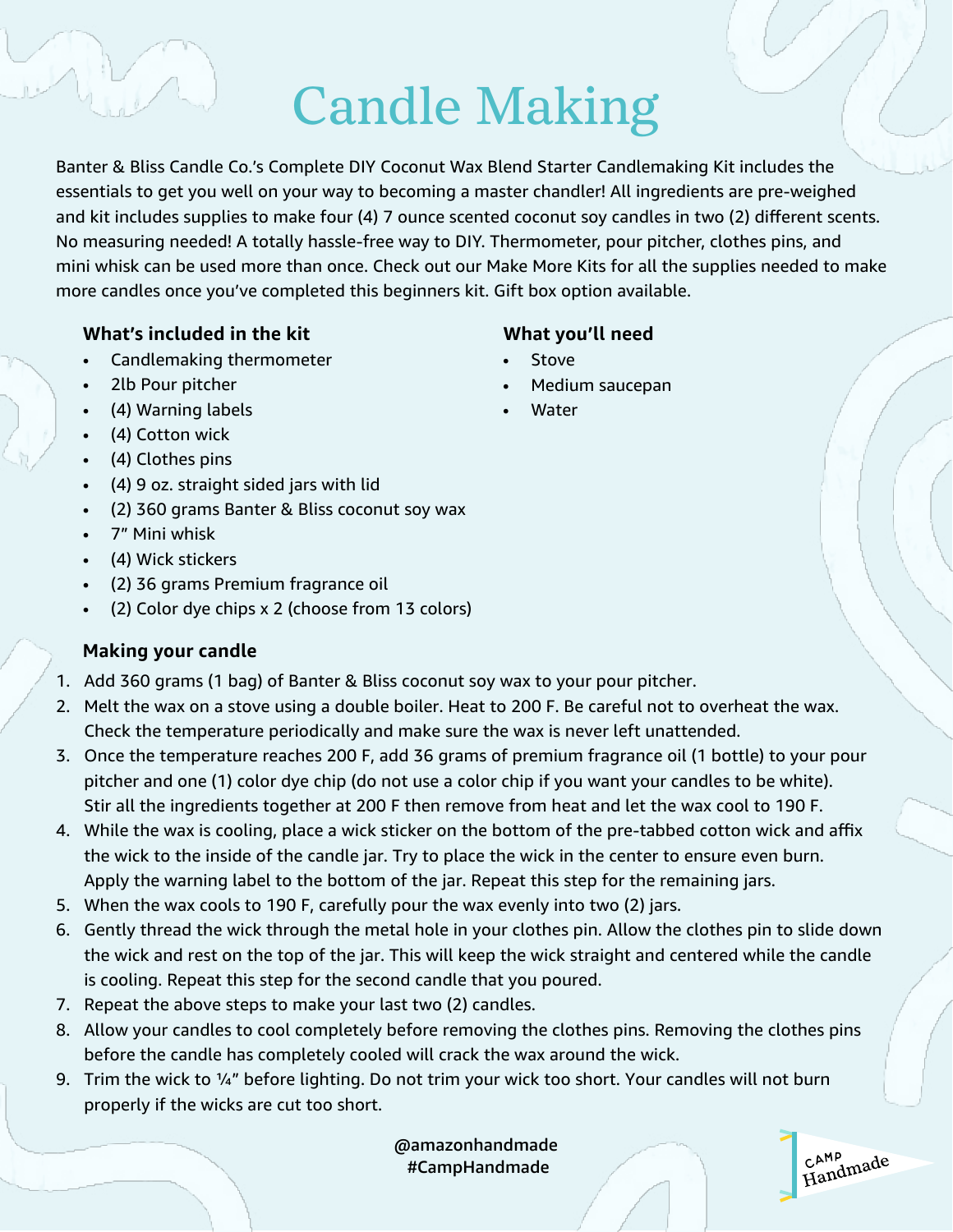# Candle Making

Banter & Bliss Candle Co.'s Complete DIY Coconut Wax Blend Starter Candlemaking Kit includes the essentials to get you well on your way to becoming a master chandler! All ingredients are pre-weighed and kit includes supplies to make four (4) 7 ounce scented coconut soy candles in two (2) different scents. No measuring needed! A totally hassle-free way to DIY. Thermometer, pour pitcher, clothes pins, and mini whisk can be used more than once. Check out our Make More Kits for all the supplies needed to make more candles once you've completed this beginners kit. Gift box option available.

**What's included in the kit**

- Candlemaking thermometer
- 2lb Pour pitcher
- (4) Warning labels
- (4) Cotton wick
- (4) Clothes pins
- (4) 9 oz. straight sided jars with lid
- (2) 360 grams Banter & Bliss coconut soy wax
- 7" Mini whisk
- (4) Wick stickers
- (2) 36 grams Premium fragrance oil
- (2) Color dye chips x 2 (choose from 13 colors)

**What you'll need**

- Stove
- Medium saucepan
- Water

**Making your candle**

1. Add 360 grams (1 bag) of Banter & Bliss coconut soy wax to your pour pitcher.
2. Melt the wax on a stove using a double boiler. Heat to 200 F. Be careful not to overheat the wax. Check the temperature periodically and make sure the wax is never left unattended.
3. Once the temperature reaches 200 F, add 36 grams of premium fragrance oil (1 bottle) to your pour pitcher and one (1) color dye chip (do not use a color chip if you want your candles to be white). Stir all the ingredients together at 200 F then remove from heat and let the wax cool to 190 F.
4. While the wax is cooling, place a wick sticker on the bottom of the pre-tabbed cotton wick and affix the wick to the inside of the candle jar. Try to place the wick in the center to ensure even burn. Apply the warning label to the bottom of the jar. Repeat this step for the remaining jars.
5. When the wax cools to 190 F, carefully pour the wax evenly into two (2) jars.
6. Gently thread the wick through the metal hole in your clothes pin. Allow the clothes pin to slide down the wick and rest on the top of the jar. This will keep the wick straight and centered while the candle is cooling. Repeat this step for the second candle that you poured.
7. Repeat the above steps to make your last two (2) candles.
8. Allow your candles to cool completely before removing the clothes pins. Removing the clothes pins before the candle has completely cooled will crack the wax around the wick.
9. Trim the wick to ¼" before lighting. Do not trim your wick too short. Your candles will not burn properly if the wicks are cut too short.

@amazonhandmade
#CampHandmade

CAMP Handmade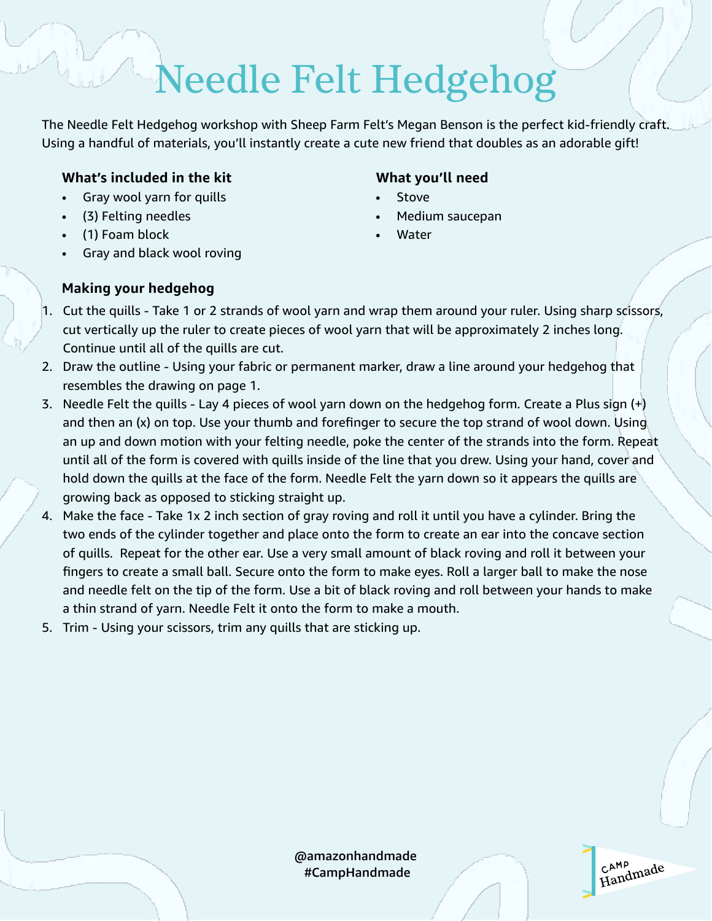# Needle Felt Hedgehog

The Needle Felt Hedgehog workshop with Sheep Farm Felt's Megan Benson is the perfect kid-friendly craft. Using a handful of materials, you'll instantly create a cute new friend that doubles as an adorable gift!

**What's included in the kit**

- Gray wool yarn for quills
- (3) Felting needles
- (1) Foam block
- Gray and black wool roving

**What you'll need**

- Stove
- Medium saucepan
- Water

**Making your hedgehog**

1. Cut the quills - Take 1 or 2 strands of wool yarn and wrap them around your ruler. Using sharp scissors, cut vertically up the ruler to create pieces of wool yarn that will be approximately 2 inches long. Continue until all of the quills are cut.
2. Draw the outline - Using your fabric or permanent marker, draw a line around your hedgehog that resembles the drawing on page 1.
3. Needle Felt the quills - Lay 4 pieces of wool yarn down on the hedgehog form. Create a Plus sign (+) and then an (x) on top. Use your thumb and forefinger to secure the top strand of wool down. Using an up and down motion with your felting needle, poke the center of the strands into the form. Repeat until all of the form is covered with quills inside of the line that you drew. Using your hand, cover and hold down the quills at the face of the form. Needle Felt the yarn down so it appears the quills are growing back as opposed to sticking straight up.
4. Make the face - Take 1x 2 inch section of gray roving and roll it until you have a cylinder. Bring the two ends of the cylinder together and place onto the form to create an ear into the concave section of quills. Repeat for the other ear. Use a very small amount of black roving and roll it between your fingers to create a small ball. Secure onto the form to make eyes. Roll a larger ball to make the nose and needle felt on the tip of the form. Use a bit of black roving and roll between your hands to make a thin strand of yarn. Needle Felt it onto the form to make a mouth.
5. Trim - Using your scissors, trim any quills that are sticking up.

@amazonhandmade
#CampHandmade

CAMP Handmade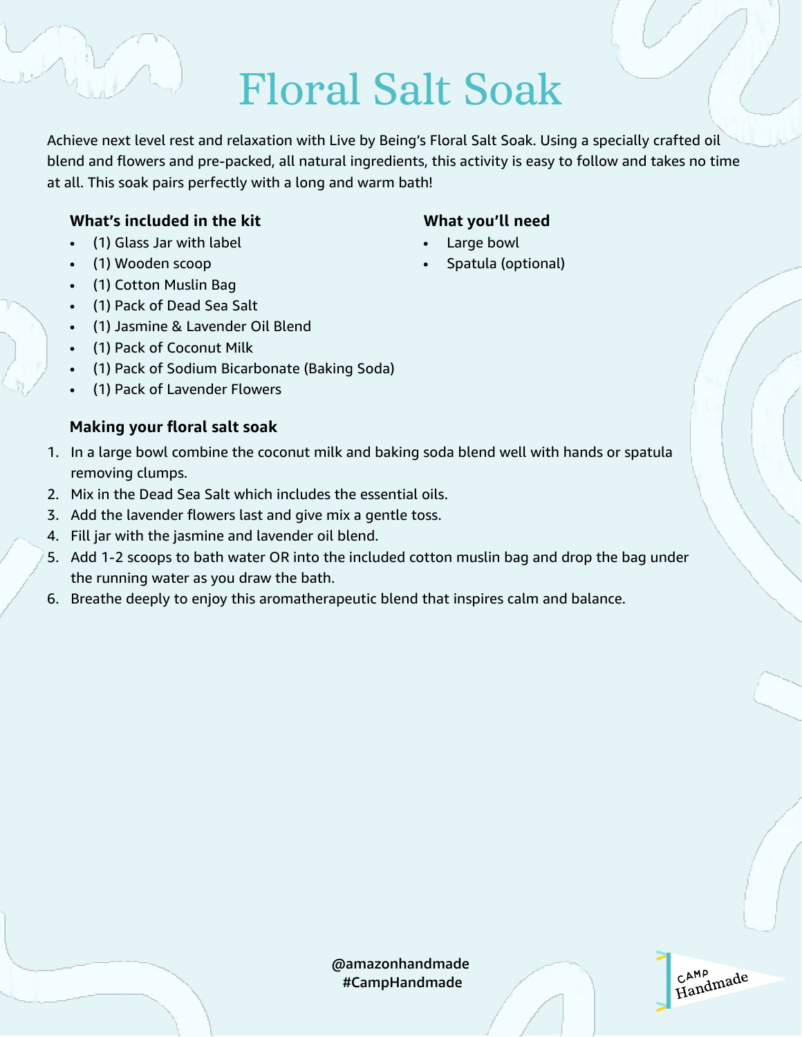# Floral Salt Soak

Achieve next level rest and relaxation with Live by Being's Floral Salt Soak. Using a specially crafted oil blend and flowers and pre-packed, all natural ingredients, this activity is easy to follow and takes no time at all. This soak pairs perfectly with a long and warm bath!

**What's included in the kit**

- (1) Glass Jar with label
- (1) Wooden scoop
- (1) Cotton Muslin Bag
- (1) Pack of Dead Sea Salt
- (1) Jasmine & Lavender Oil Blend
- (1) Pack of Coconut Milk
- (1) Pack of Sodium Bicarbonate (Baking Soda)
- (1) Pack of Lavender Flowers

**What you'll need**

- Large bowl
- Spatula (optional)

**Making your floral salt soak**

1. In a large bowl combine the coconut milk and baking soda blend well with hands or spatula removing clumps.
2. Mix in the Dead Sea Salt which includes the essential oils.
3. Add the lavender flowers last and give mix a gentle toss.
4. Fill jar with the jasmine and lavender oil blend.
5. Add 1-2 scoops to bath water OR into the included cotton muslin bag and drop the bag under the running water as you draw the bath.
6. Breathe deeply to enjoy this aromatherapeutic blend that inspires calm and balance.

@amazonhandmade
#CampHandmade

CAMP Handmade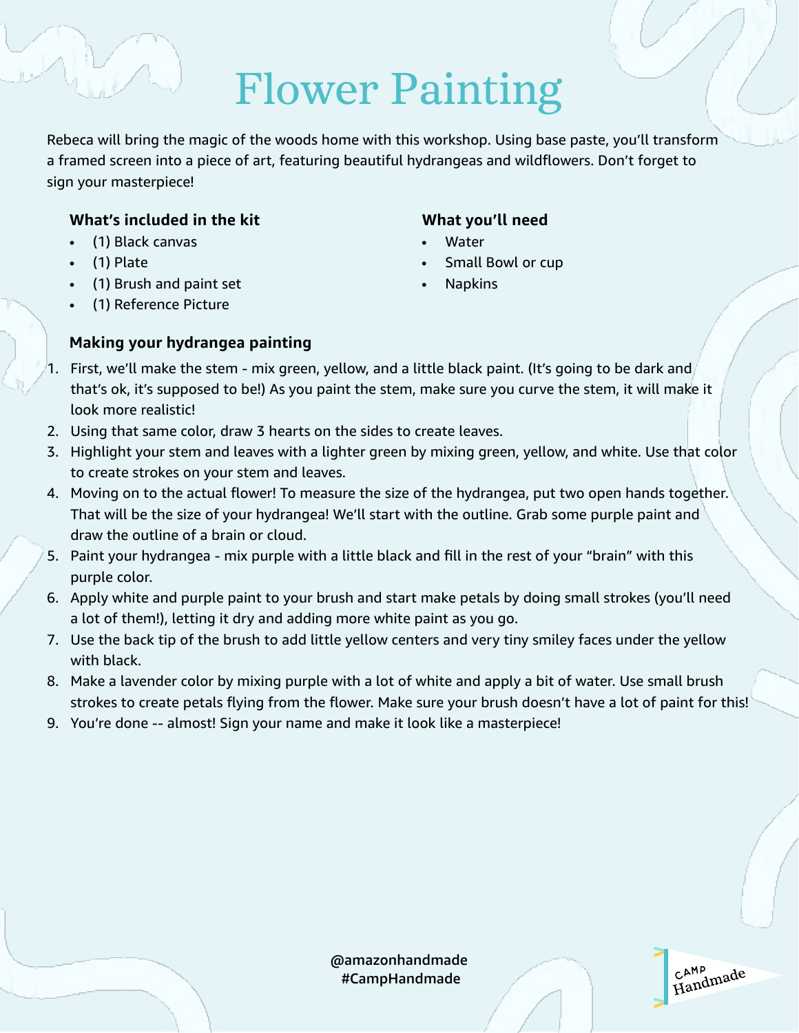# Flower Painting

Rebeca will bring the magic of the woods home with this workshop. Using base paste, you'll transform a framed screen into a piece of art, featuring beautiful hydrangeas and wildflowers. Don't forget to sign your masterpiece!

**What's included in the kit**

- (1) Black canvas
- (1) Plate
- (1) Brush and paint set
- (1) Reference Picture

**What you'll need**

- Water
- Small Bowl or cup
- Napkins

**Making your hydrangea painting**

1. First, we'll make the stem - mix green, yellow, and a little black paint. (It's going to be dark and that's ok, it's supposed to be!) As you paint the stem, make sure you curve the stem, it will make it look more realistic!
2. Using that same color, draw 3 hearts on the sides to create leaves.
3. Highlight your stem and leaves with a lighter green by mixing green, yellow, and white. Use that color to create strokes on your stem and leaves.
4. Moving on to the actual flower! To measure the size of the hydrangea, put two open hands together. That will be the size of your hydrangea! We'll start with the outline. Grab some purple paint and draw the outline of a brain or cloud.
5. Paint your hydrangea - mix purple with a little black and fill in the rest of your "brain" with this purple color.
6. Apply white and purple paint to your brush and start make petals by doing small strokes (you'll need a lot of them!), letting it dry and adding more white paint as you go.
7. Use the back tip of the brush to add little yellow centers and very tiny smiley faces under the yellow with black.
8. Make a lavender color by mixing purple with a lot of white and apply a bit of water. Use small brush strokes to create petals flying from the flower. Make sure your brush doesn't have a lot of paint for this!
9. You're done -- almost! Sign your name and make it look like a masterpiece!

**@amazonhandmade**
**#CampHandmade**

CAMP Handmade